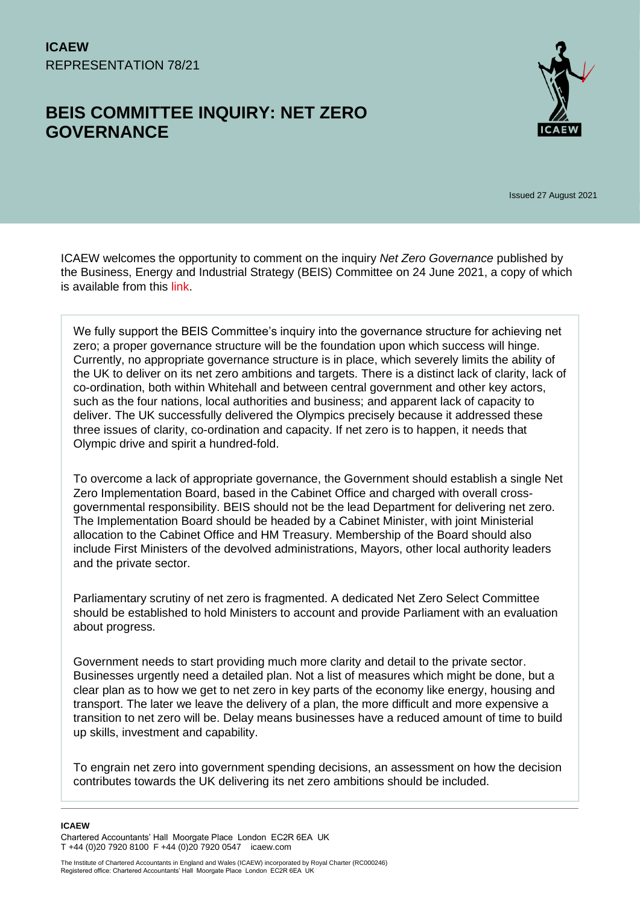**ICAEW**
REPRESENTATION 78/21

# BEIS COMMITTEE INQUIRY: NET ZERO GOVERNANCE

Issued 27 August 2021

ICAEW welcomes the opportunity to comment on the inquiry *Net Zero Governance* published by the Business, Energy and Industrial Strategy (BEIS) Committee on 24 June 2021, a copy of which is available from this link.

We fully support the BEIS Committee's inquiry into the governance structure for achieving net zero; a proper governance structure will be the foundation upon which success will hinge. Currently, no appropriate governance structure is in place, which severely limits the ability of the UK to deliver on its net zero ambitions and targets. There is a distinct lack of clarity, lack of co-ordination, both within Whitehall and between central government and other key actors, such as the four nations, local authorities and business; and apparent lack of capacity to deliver. The UK successfully delivered the Olympics precisely because it addressed these three issues of clarity, co-ordination and capacity. If net zero is to happen, it needs that Olympic drive and spirit a hundred-fold.

To overcome a lack of appropriate governance, the Government should establish a single Net Zero Implementation Board, based in the Cabinet Office and charged with overall cross-governmental responsibility. BEIS should not be the lead Department for delivering net zero. The Implementation Board should be headed by a Cabinet Minister, with joint Ministerial allocation to the Cabinet Office and HM Treasury. Membership of the Board should also include First Ministers of the devolved administrations, Mayors, other local authority leaders and the private sector.

Parliamentary scrutiny of net zero is fragmented. A dedicated Net Zero Select Committee should be established to hold Ministers to account and provide Parliament with an evaluation about progress.

Government needs to start providing much more clarity and detail to the private sector. Businesses urgently need a detailed plan. Not a list of measures which might be done, but a clear plan as to how we get to net zero in key parts of the economy like energy, housing and transport. The later we leave the delivery of a plan, the more difficult and more expensive a transition to net zero will be. Delay means businesses have a reduced amount of time to build up skills, investment and capability.

To engrain net zero into government spending decisions, an assessment on how the decision contributes towards the UK delivering its net zero ambitions should be included.

**ICAEW**
Chartered Accountants' Hall Moorgate Place London EC2R 6EA UK
T +44 (0)20 7920 8100 F +44 (0)20 7920 0547 icaew.com

The Institute of Chartered Accountants in England and Wales (ICAEW) incorporated by Royal Charter (RC000246)
Registered office: Chartered Accountants' Hall Moorgate Place London EC2R 6EA UK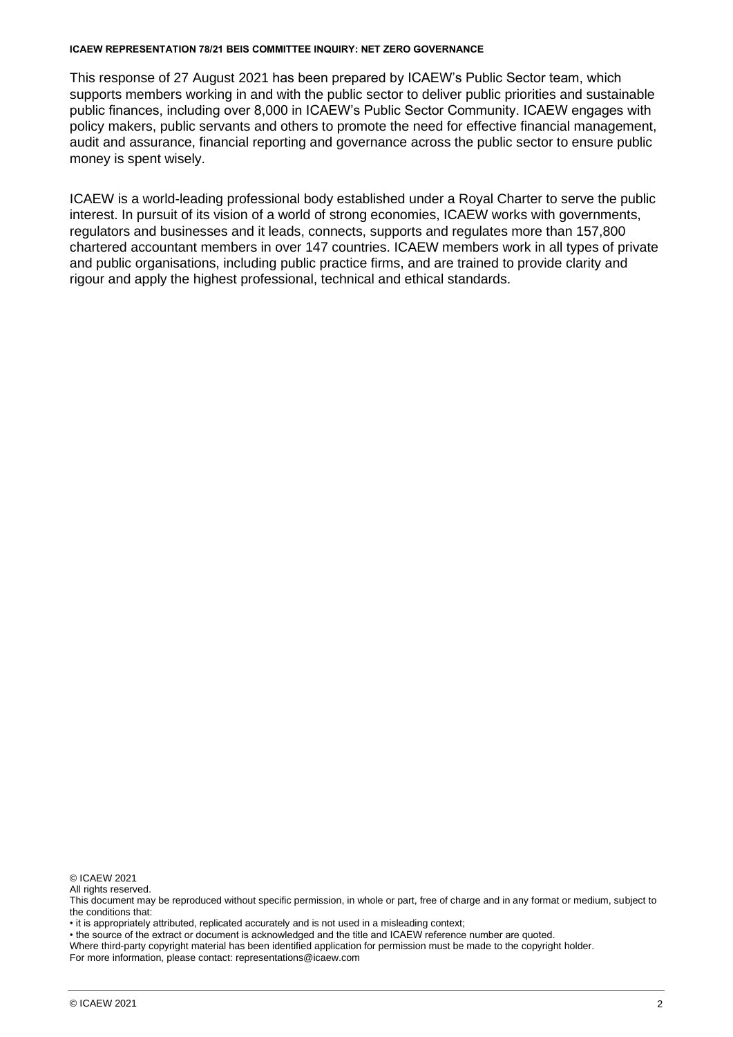This response of 27 August 2021 has been prepared by ICAEW's Public Sector team, which supports members working in and with the public sector to deliver public priorities and sustainable public finances, including over 8,000 in ICAEW's Public Sector Community. ICAEW engages with policy makers, public servants and others to promote the need for effective financial management, audit and assurance, financial reporting and governance across the public sector to ensure public money is spent wisely.

ICAEW is a world-leading professional body established under a Royal Charter to serve the public interest. In pursuit of its vision of a world of strong economies, ICAEW works with governments, regulators and businesses and it leads, connects, supports and regulates more than 157,800 chartered accountant members in over 147 countries. ICAEW members work in all types of private and public organisations, including public practice firms, and are trained to provide clarity and rigour and apply the highest professional, technical and ethical standards.

© ICAEW 2021
All rights reserved.
This document may be reproduced without specific permission, in whole or part, free of charge and in any format or medium, subject to the conditions that:

- it is appropriately attributed, replicated accurately and is not used in a misleading context;
- the source of the extract or document is acknowledged and the title and ICAEW reference number are quoted.

Where third-party copyright material has been identified application for permission must be made to the copyright holder.
For more information, please contact: representations@icaew.com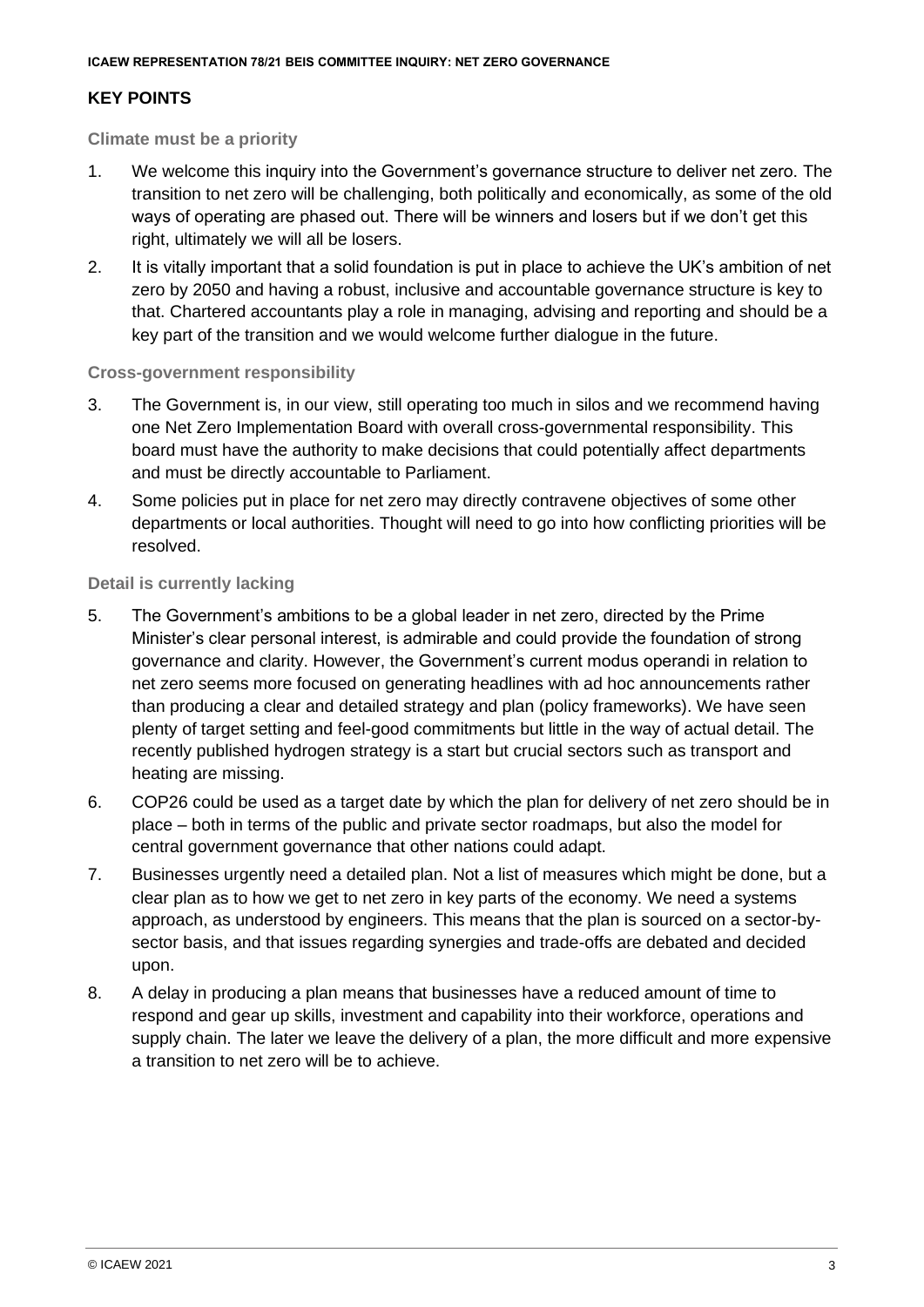## KEY POINTS

### Climate must be a priority

1. We welcome this inquiry into the Government's governance structure to deliver net zero. The transition to net zero will be challenging, both politically and economically, as some of the old ways of operating are phased out. There will be winners and losers but if we don't get this right, ultimately we will all be losers.
2. It is vitally important that a solid foundation is put in place to achieve the UK's ambition of net zero by 2050 and having a robust, inclusive and accountable governance structure is key to that. Chartered accountants play a role in managing, advising and reporting and should be a key part of the transition and we would welcome further dialogue in the future.

### Cross-government responsibility

3. The Government is, in our view, still operating too much in silos and we recommend having one Net Zero Implementation Board with overall cross-governmental responsibility. This board must have the authority to make decisions that could potentially affect departments and must be directly accountable to Parliament.
4. Some policies put in place for net zero may directly contravene objectives of some other departments or local authorities. Thought will need to go into how conflicting priorities will be resolved.

### Detail is currently lacking

5. The Government's ambitions to be a global leader in net zero, directed by the Prime Minister's clear personal interest, is admirable and could provide the foundation of strong governance and clarity. However, the Government's current modus operandi in relation to net zero seems more focused on generating headlines with ad hoc announcements rather than producing a clear and detailed strategy and plan (policy frameworks). We have seen plenty of target setting and feel-good commitments but little in the way of actual detail. The recently published hydrogen strategy is a start but crucial sectors such as transport and heating are missing.
6. COP26 could be used as a target date by which the plan for delivery of net zero should be in place – both in terms of the public and private sector roadmaps, but also the model for central government governance that other nations could adapt.
7. Businesses urgently need a detailed plan. Not a list of measures which might be done, but a clear plan as to how we get to net zero in key parts of the economy. We need a systems approach, as understood by engineers. This means that the plan is sourced on a sector-by-sector basis, and that issues regarding synergies and trade-offs are debated and decided upon.
8. A delay in producing a plan means that businesses have a reduced amount of time to respond and gear up skills, investment and capability into their workforce, operations and supply chain. The later we leave the delivery of a plan, the more difficult and more expensive a transition to net zero will be to achieve.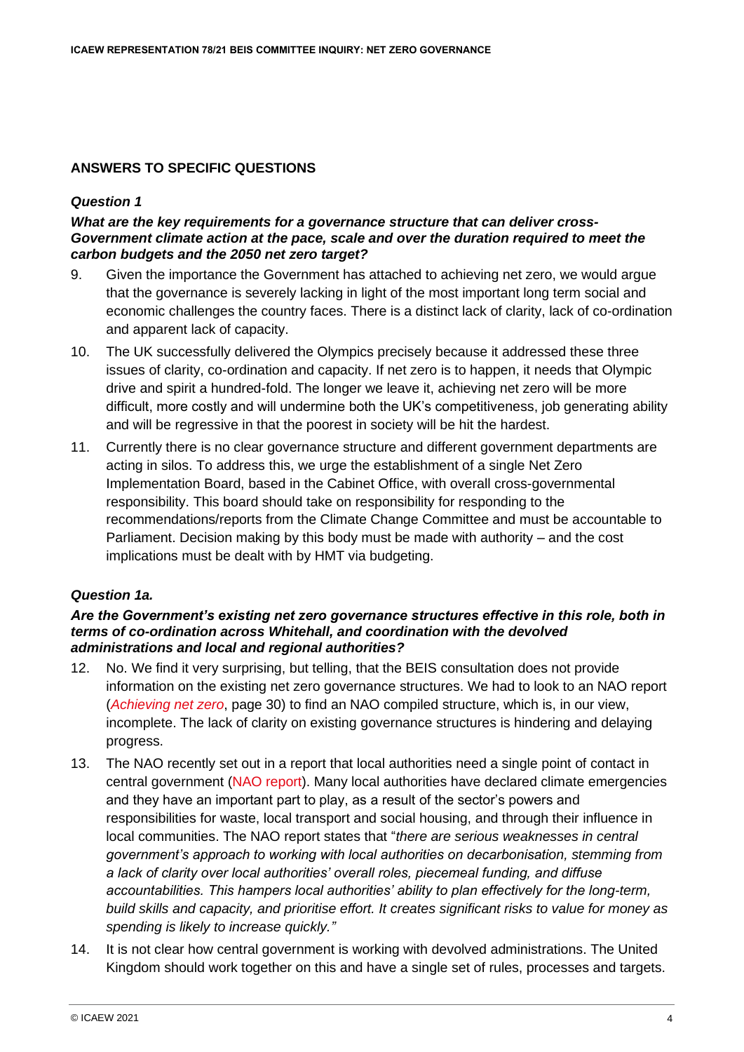## ANSWERS TO SPECIFIC QUESTIONS

### *Question 1*

***What are the key requirements for a governance structure that can deliver cross-Government climate action at the pace, scale and over the duration required to meet the carbon budgets and the 2050 net zero target?***

9. Given the importance the Government has attached to achieving net zero, we would argue that the governance is severely lacking in light of the most important long term social and economic challenges the country faces. There is a distinct lack of clarity, lack of co-ordination and apparent lack of capacity.

10. The UK successfully delivered the Olympics precisely because it addressed these three issues of clarity, co-ordination and capacity. If net zero is to happen, it needs that Olympic drive and spirit a hundred-fold. The longer we leave it, achieving net zero will be more difficult, more costly and will undermine both the UK's competitiveness, job generating ability and will be regressive in that the poorest in society will be hit the hardest.

11. Currently there is no clear governance structure and different government departments are acting in silos. To address this, we urge the establishment of a single Net Zero Implementation Board, based in the Cabinet Office, with overall cross-governmental responsibility. This board should take on responsibility for responding to the recommendations/reports from the Climate Change Committee and must be accountable to Parliament. Decision making by this body must be made with authority – and the cost implications must be dealt with by HMT via budgeting.

### *Question 1a.*

***Are the Government's existing net zero governance structures effective in this role, both in terms of co-ordination across Whitehall, and coordination with the devolved administrations and local and regional authorities?***

12. No. We find it very surprising, but telling, that the BEIS consultation does not provide information on the existing net zero governance structures. We had to look to an NAO report (*Achieving net zero*, page 30) to find an NAO compiled structure, which is, in our view, incomplete. The lack of clarity on existing governance structures is hindering and delaying progress.

13. The NAO recently set out in a report that local authorities need a single point of contact in central government (NAO report). Many local authorities have declared climate emergencies and they have an important part to play, as a result of the sector's powers and responsibilities for waste, local transport and social housing, and through their influence in local communities. The NAO report states that "*there are serious weaknesses in central government's approach to working with local authorities on decarbonisation, stemming from a lack of clarity over local authorities' overall roles, piecemeal funding, and diffuse accountabilities. This hampers local authorities' ability to plan effectively for the long-term, build skills and capacity, and prioritise effort. It creates significant risks to value for money as spending is likely to increase quickly.*"

14. It is not clear how central government is working with devolved administrations. The United Kingdom should work together on this and have a single set of rules, processes and targets.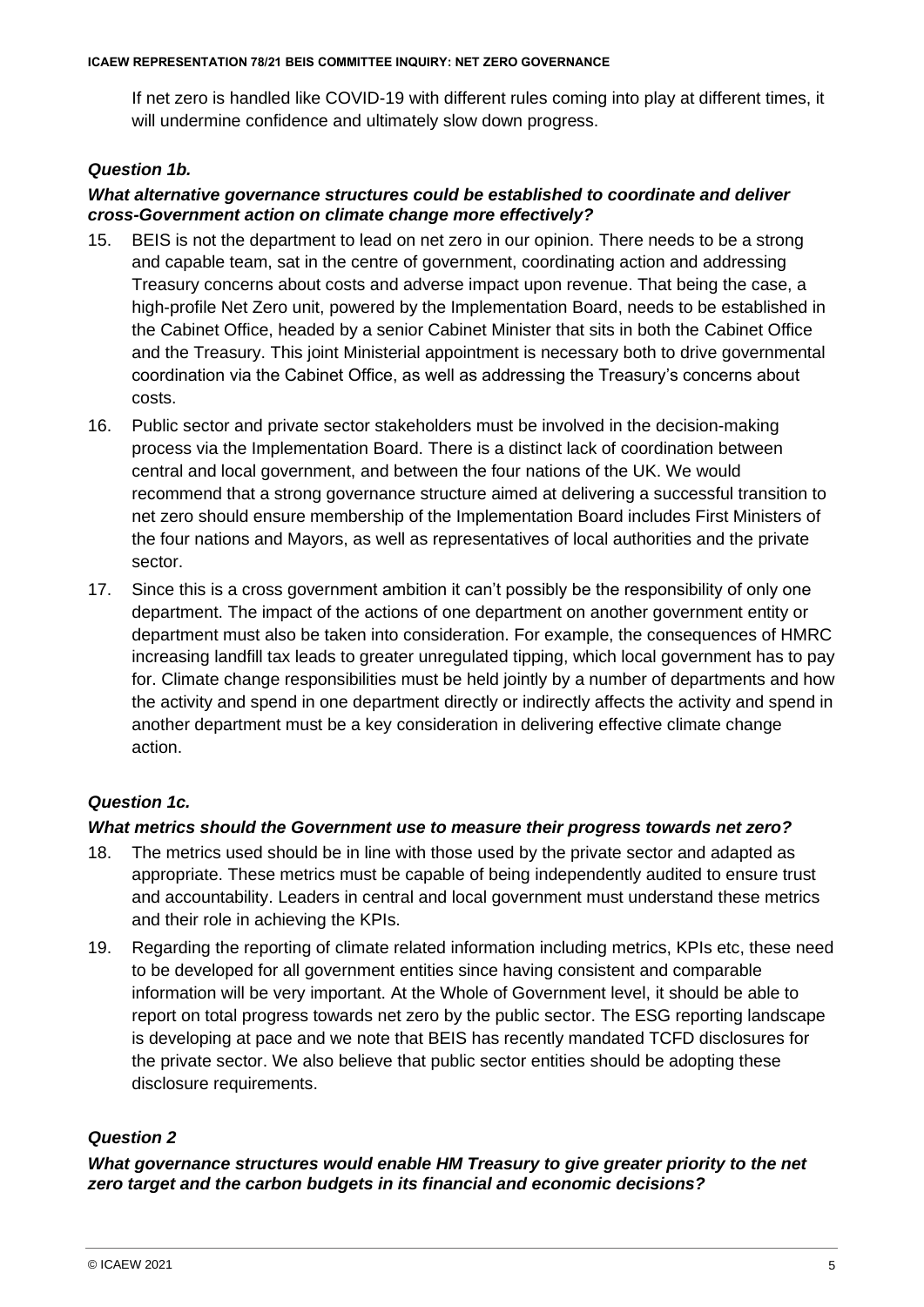If net zero is handled like COVID-19 with different rules coming into play at different times, it will undermine confidence and ultimately slow down progress.

### *Question 1b.*

***What alternative governance structures could be established to coordinate and deliver cross-Government action on climate change more effectively?***

15. BEIS is not the department to lead on net zero in our opinion. There needs to be a strong and capable team, sat in the centre of government, coordinating action and addressing Treasury concerns about costs and adverse impact upon revenue. That being the case, a high-profile Net Zero unit, powered by the Implementation Board, needs to be established in the Cabinet Office, headed by a senior Cabinet Minister that sits in both the Cabinet Office and the Treasury. This joint Ministerial appointment is necessary both to drive governmental coordination via the Cabinet Office, as well as addressing the Treasury's concerns about costs.
16. Public sector and private sector stakeholders must be involved in the decision-making process via the Implementation Board. There is a distinct lack of coordination between central and local government, and between the four nations of the UK. We would recommend that a strong governance structure aimed at delivering a successful transition to net zero should ensure membership of the Implementation Board includes First Ministers of the four nations and Mayors, as well as representatives of local authorities and the private sector.
17. Since this is a cross government ambition it can't possibly be the responsibility of only one department. The impact of the actions of one department on another government entity or department must also be taken into consideration. For example, the consequences of HMRC increasing landfill tax leads to greater unregulated tipping, which local government has to pay for. Climate change responsibilities must be held jointly by a number of departments and how the activity and spend in one department directly or indirectly affects the activity and spend in another department must be a key consideration in delivering effective climate change action.

### *Question 1c.*

***What metrics should the Government use to measure their progress towards net zero?***

18. The metrics used should be in line with those used by the private sector and adapted as appropriate. These metrics must be capable of being independently audited to ensure trust and accountability. Leaders in central and local government must understand these metrics and their role in achieving the KPIs.
19. Regarding the reporting of climate related information including metrics, KPIs etc, these need to be developed for all government entities since having consistent and comparable information will be very important. At the Whole of Government level, it should be able to report on total progress towards net zero by the public sector. The ESG reporting landscape is developing at pace and we note that BEIS has recently mandated TCFD disclosures for the private sector. We also believe that public sector entities should be adopting these disclosure requirements.

### *Question 2*

***What governance structures would enable HM Treasury to give greater priority to the net zero target and the carbon budgets in its financial and economic decisions?***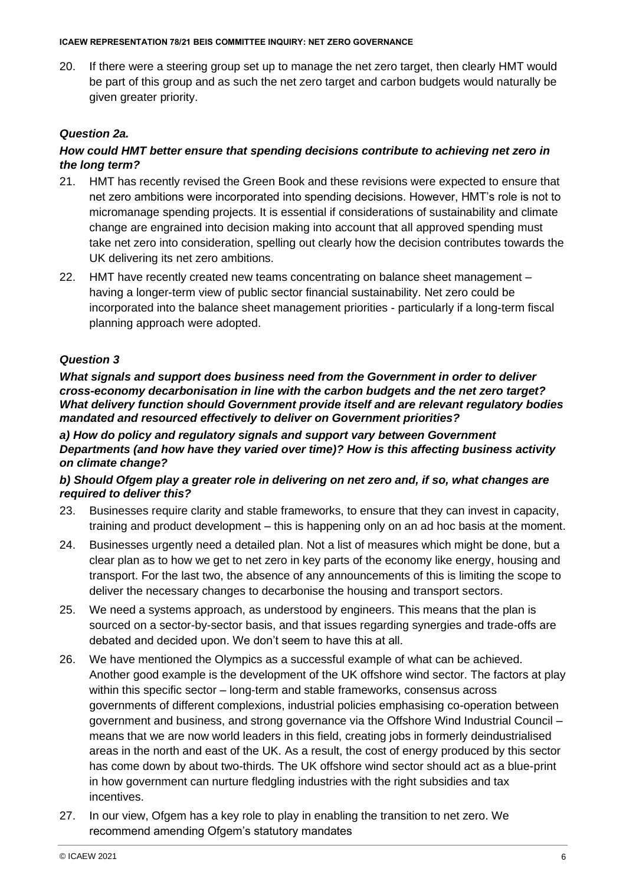20. If there were a steering group set up to manage the net zero target, then clearly HMT would be part of this group and as such the net zero target and carbon budgets would naturally be given greater priority.

### *Question 2a.*

***How could HMT better ensure that spending decisions contribute to achieving net zero in the long term?***

21. HMT has recently revised the Green Book and these revisions were expected to ensure that net zero ambitions were incorporated into spending decisions. However, HMT's role is not to micromanage spending projects. It is essential if considerations of sustainability and climate change are engrained into decision making into account that all approved spending must take net zero into consideration, spelling out clearly how the decision contributes towards the UK delivering its net zero ambitions.

22. HMT have recently created new teams concentrating on balance sheet management – having a longer-term view of public sector financial sustainability. Net zero could be incorporated into the balance sheet management priorities - particularly if a long-term fiscal planning approach were adopted.

### *Question 3*

***What signals and support does business need from the Government in order to deliver cross-economy decarbonisation in line with the carbon budgets and the net zero target? What delivery function should Government provide itself and are relevant regulatory bodies mandated and resourced effectively to deliver on Government priorities?***

***a) How do policy and regulatory signals and support vary between Government Departments (and how have they varied over time)? How is this affecting business activity on climate change?***

***b) Should Ofgem play a greater role in delivering on net zero and, if so, what changes are required to deliver this?***

23. Businesses require clarity and stable frameworks, to ensure that they can invest in capacity, training and product development – this is happening only on an ad hoc basis at the moment.

24. Businesses urgently need a detailed plan. Not a list of measures which might be done, but a clear plan as to how we get to net zero in key parts of the economy like energy, housing and transport. For the last two, the absence of any announcements of this is limiting the scope to deliver the necessary changes to decarbonise the housing and transport sectors.

25. We need a systems approach, as understood by engineers. This means that the plan is sourced on a sector-by-sector basis, and that issues regarding synergies and trade-offs are debated and decided upon. We don't seem to have this at all.

26. We have mentioned the Olympics as a successful example of what can be achieved. Another good example is the development of the UK offshore wind sector. The factors at play within this specific sector – long-term and stable frameworks, consensus across governments of different complexions, industrial policies emphasising co-operation between government and business, and strong governance via the Offshore Wind Industrial Council – means that we are now world leaders in this field, creating jobs in formerly deindustrialised areas in the north and east of the UK. As a result, the cost of energy produced by this sector has come down by about two-thirds. The UK offshore wind sector should act as a blue-print in how government can nurture fledgling industries with the right subsidies and tax incentives.

27. In our view, Ofgem has a key role to play in enabling the transition to net zero. We recommend amending Ofgem's statutory mandates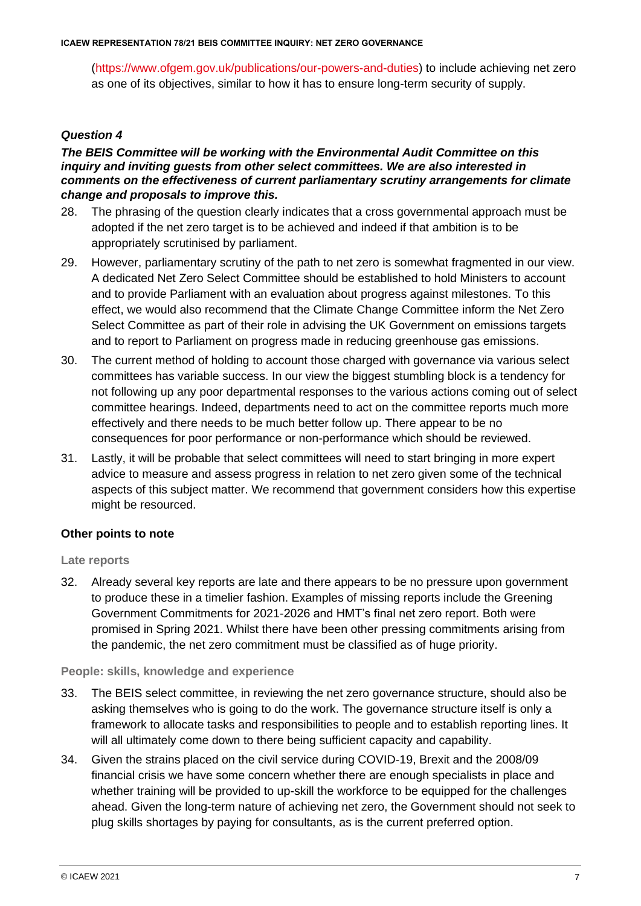(https://www.ofgem.gov.uk/publications/our-powers-and-duties) to include achieving net zero as one of its objectives, similar to how it has to ensure long-term security of supply.

### *Question 4*

***The BEIS Committee will be working with the Environmental Audit Committee on this inquiry and inviting guests from other select committees. We are also interested in comments on the effectiveness of current parliamentary scrutiny arrangements for climate change and proposals to improve this.***

28. The phrasing of the question clearly indicates that a cross governmental approach must be adopted if the net zero target is to be achieved and indeed if that ambition is to be appropriately scrutinised by parliament.
29. However, parliamentary scrutiny of the path to net zero is somewhat fragmented in our view. A dedicated Net Zero Select Committee should be established to hold Ministers to account and to provide Parliament with an evaluation about progress against milestones. To this effect, we would also recommend that the Climate Change Committee inform the Net Zero Select Committee as part of their role in advising the UK Government on emissions targets and to report to Parliament on progress made in reducing greenhouse gas emissions.
30. The current method of holding to account those charged with governance via various select committees has variable success. In our view the biggest stumbling block is a tendency for not following up any poor departmental responses to the various actions coming out of select committee hearings. Indeed, departments need to act on the committee reports much more effectively and there needs to be much better follow up. There appear to be no consequences for poor performance or non-performance which should be reviewed.
31. Lastly, it will be probable that select committees will need to start bringing in more expert advice to measure and assess progress in relation to net zero given some of the technical aspects of this subject matter. We recommend that government considers how this expertise might be resourced.

### **Other points to note**

#### Late reports

32. Already several key reports are late and there appears to be no pressure upon government to produce these in a timelier fashion. Examples of missing reports include the Greening Government Commitments for 2021-2026 and HMT's final net zero report. Both were promised in Spring 2021. Whilst there have been other pressing commitments arising from the pandemic, the net zero commitment must be classified as of huge priority.

#### People: skills, knowledge and experience

33. The BEIS select committee, in reviewing the net zero governance structure, should also be asking themselves who is going to do the work. The governance structure itself is only a framework to allocate tasks and responsibilities to people and to establish reporting lines. It will all ultimately come down to there being sufficient capacity and capability.
34. Given the strains placed on the civil service during COVID-19, Brexit and the 2008/09 financial crisis we have some concern whether there are enough specialists in place and whether training will be provided to up-skill the workforce to be equipped for the challenges ahead. Given the long-term nature of achieving net zero, the Government should not seek to plug skills shortages by paying for consultants, as is the current preferred option.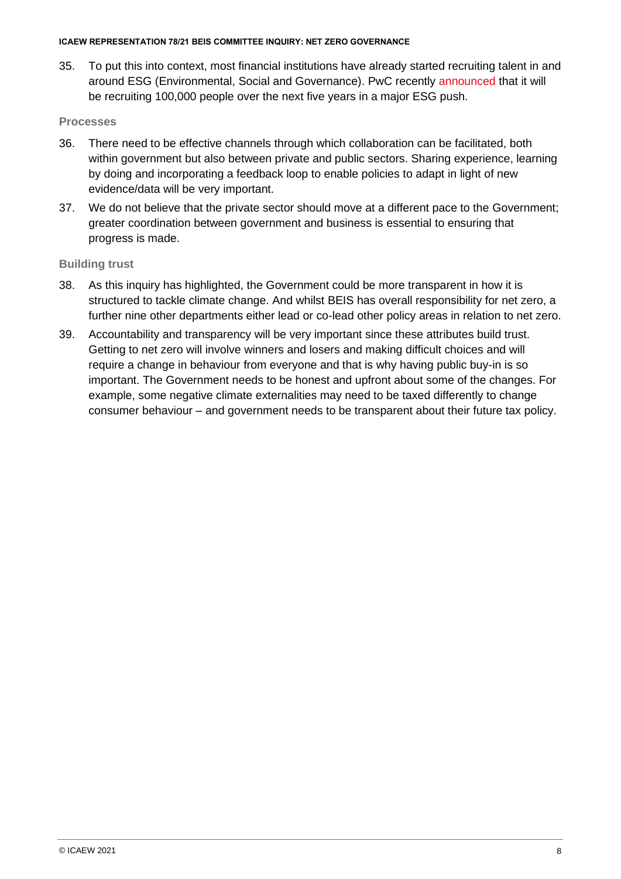35. To put this into context, most financial institutions have already started recruiting talent in and around ESG (Environmental, Social and Governance). PwC recently announced that it will be recruiting 100,000 people over the next five years in a major ESG push.

### Processes

36. There need to be effective channels through which collaboration can be facilitated, both within government but also between private and public sectors. Sharing experience, learning by doing and incorporating a feedback loop to enable policies to adapt in light of new evidence/data will be very important.

37. We do not believe that the private sector should move at a different pace to the Government; greater coordination between government and business is essential to ensuring that progress is made.

### Building trust

38. As this inquiry has highlighted, the Government could be more transparent in how it is structured to tackle climate change. And whilst BEIS has overall responsibility for net zero, a further nine other departments either lead or co-lead other policy areas in relation to net zero.

39. Accountability and transparency will be very important since these attributes build trust. Getting to net zero will involve winners and losers and making difficult choices and will require a change in behaviour from everyone and that is why having public buy-in is so important. The Government needs to be honest and upfront about some of the changes. For example, some negative climate externalities may need to be taxed differently to change consumer behaviour – and government needs to be transparent about their future tax policy.